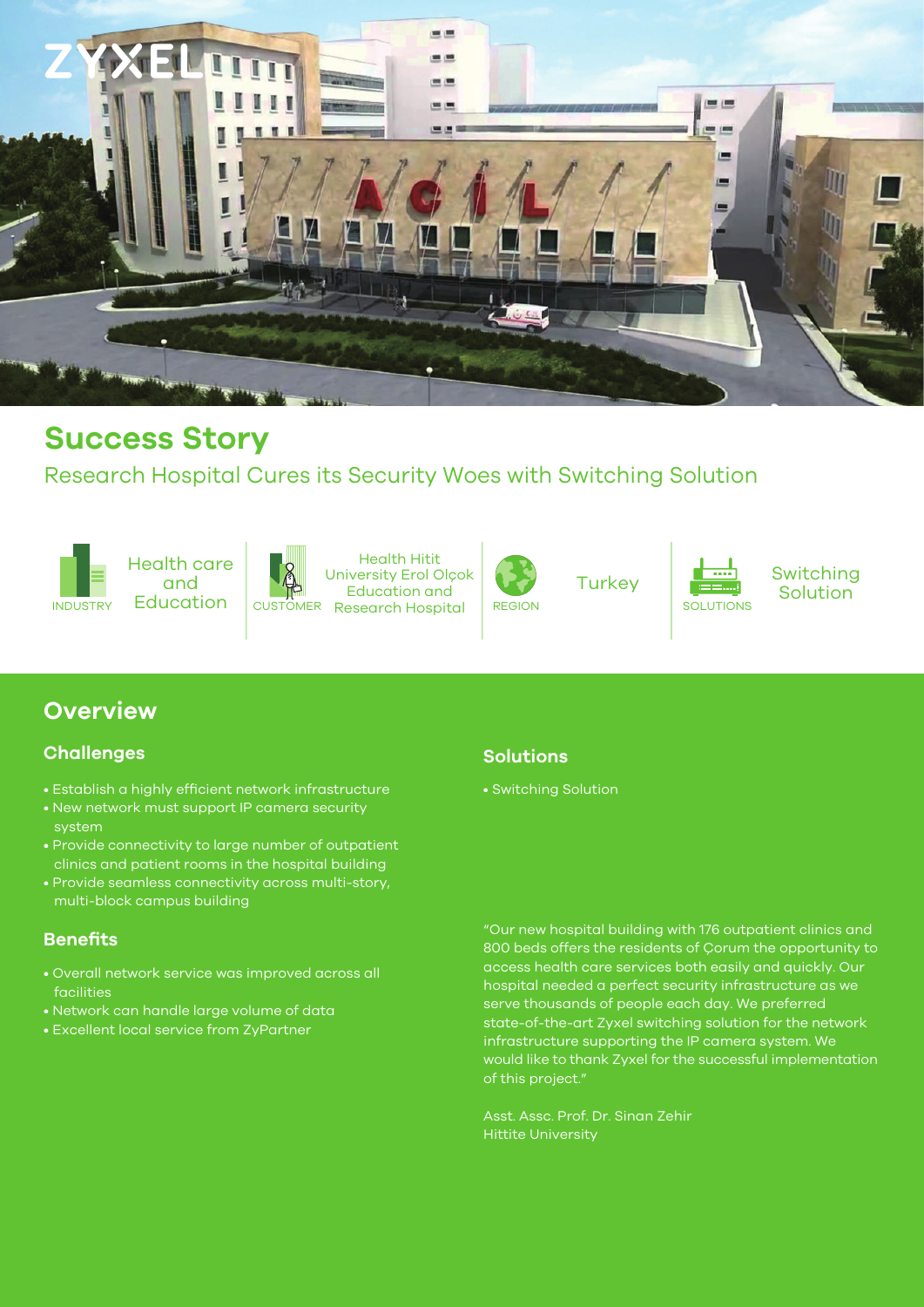# Success Story

## Research Hospital Cures its Security Woes with Switching Solution

| INDUSTRY | CUSTOMER | REGION | SOLUTIONS |
|---|---|---|---|
| Health care and Education | Health Hitit University Erol Olçok Education and Research Hospital | Turkey | Switching Solution |

## Overview

### Challenges

- Establish a highly efficient network infrastructure
- New network must support IP camera security system
- Provide connectivity to large number of outpatient clinics and patient rooms in the hospital building
- Provide seamless connectivity across multi-story, multi-block campus building

### Benefits

- Overall network service was improved across all facilities
- Network can handle large volume of data
- Excellent local service from ZyPartner

### Solutions

- Switching Solution

"Our new hospital building with 176 outpatient clinics and 800 beds offers the residents of Çorum the opportunity to access health care services both easily and quickly. Our hospital needed a perfect security infrastructure as we serve thousands of people each day. We preferred state-of-the-art Zyxel switching solution for the network infrastructure supporting the IP camera system. We would like to thank Zyxel for the successful implementation of this project."

Asst. Assc. Prof. Dr. Sinan Zehir
Hittite University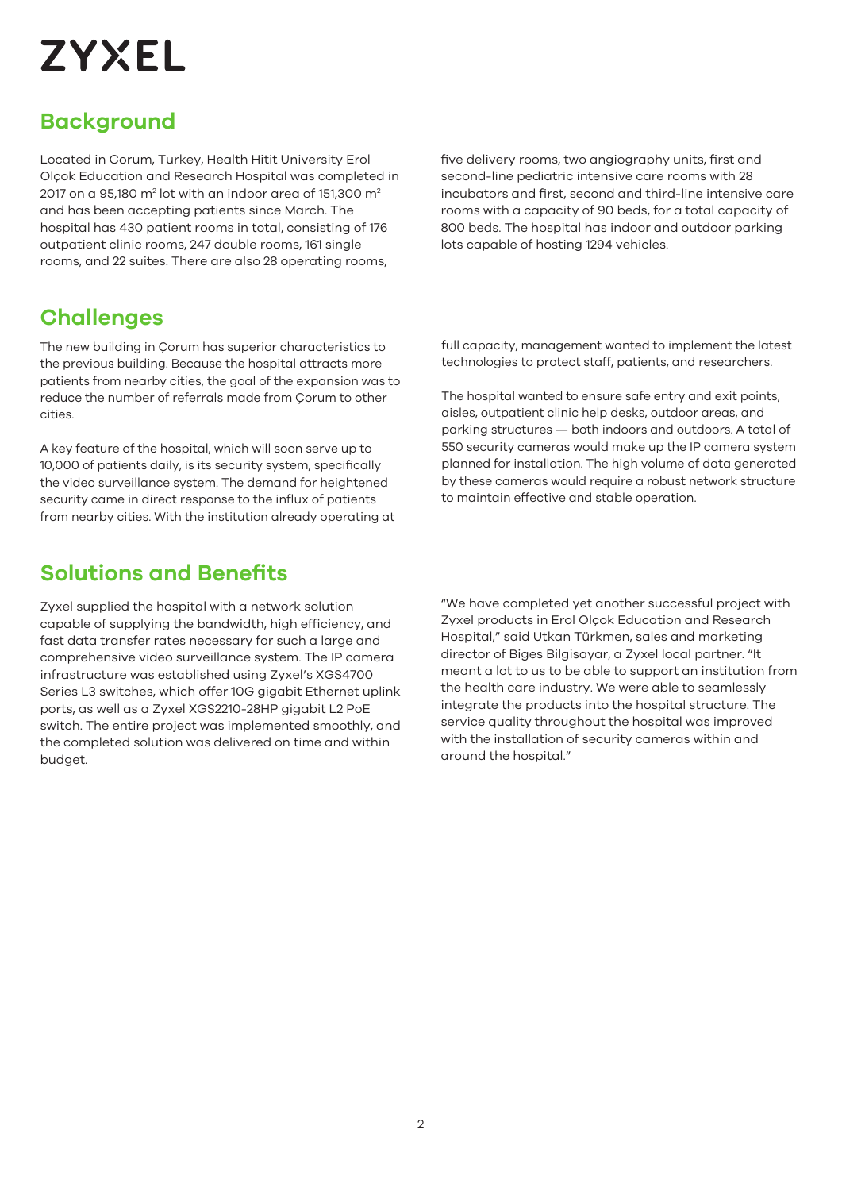ZYXEL

## Background

Located in Corum, Turkey, Health Hitit University Erol Olçok Education and Research Hospital was completed in 2017 on a 95,180 m$^2$ lot with an indoor area of 151,300 m$^2$ and has been accepting patients since March. The hospital has 430 patient rooms in total, consisting of 176 outpatient clinic rooms, 247 double rooms, 161 single rooms, and 22 suites. There are also 28 operating rooms, five delivery rooms, two angiography units, first and second-line pediatric intensive care rooms with 28 incubators and first, second and third-line intensive care rooms with a capacity of 90 beds, for a total capacity of 800 beds. The hospital has indoor and outdoor parking lots capable of hosting 1294 vehicles.

## Challenges

The new building in Çorum has superior characteristics to the previous building. Because the hospital attracts more patients from nearby cities, the goal of the expansion was to reduce the number of referrals made from Çorum to other cities.

A key feature of the hospital, which will soon serve up to 10,000 of patients daily, is its security system, specifically the video surveillance system. The demand for heightened security came in direct response to the influx of patients from nearby cities. With the institution already operating at full capacity, management wanted to implement the latest technologies to protect staff, patients, and researchers.

The hospital wanted to ensure safe entry and exit points, aisles, outpatient clinic help desks, outdoor areas, and parking structures — both indoors and outdoors. A total of 550 security cameras would make up the IP camera system planned for installation. The high volume of data generated by these cameras would require a robust network structure to maintain effective and stable operation.

## Solutions and Benefits

Zyxel supplied the hospital with a network solution capable of supplying the bandwidth, high efficiency, and fast data transfer rates necessary for such a large and comprehensive video surveillance system. The IP camera infrastructure was established using Zyxel's XGS4700 Series L3 switches, which offer 10G gigabit Ethernet uplink ports, as well as a Zyxel XGS2210-28HP gigabit L2 PoE switch. The entire project was implemented smoothly, and the completed solution was delivered on time and within budget.

"We have completed yet another successful project with Zyxel products in Erol Olçok Education and Research Hospital," said Utkan Türkmen, sales and marketing director of Biges Bilgisayar, a Zyxel local partner. "It meant a lot to us to be able to support an institution from the health care industry. We were able to seamlessly integrate the products into the hospital structure. The service quality throughout the hospital was improved with the installation of security cameras within and around the hospital."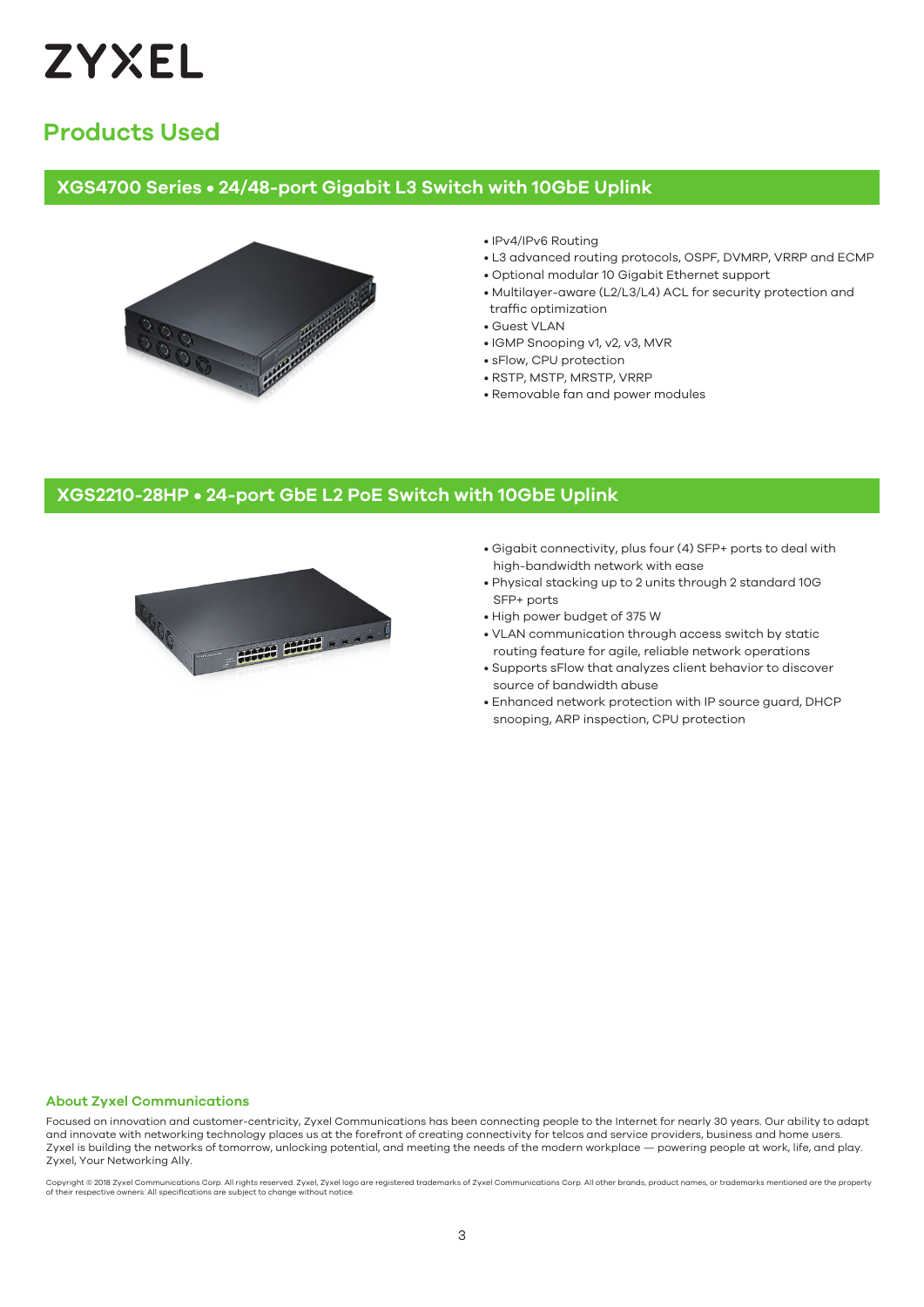# ZYXEL

## Products Used

### XGS4700 Series • 24/48-port Gigabit L3 Switch with 10GbE Uplink

- IPv4/IPv6 Routing
- L3 advanced routing protocols, OSPF, DVMRP, VRRP and ECMP
- Optional modular 10 Gigabit Ethernet support
- Multilayer-aware (L2/L3/L4) ACL for security protection and traffic optimization
- Guest VLAN
- IGMP Snooping v1, v2, v3, MVR
- sFlow, CPU protection
- RSTP, MSTP, MRSTP, VRRP
- Removable fan and power modules

### XGS2210-28HP • 24-port GbE L2 PoE Switch with 10GbE Uplink

- Gigabit connectivity, plus four (4) SFP+ ports to deal with high-bandwidth network with ease
- Physical stacking up to 2 units through 2 standard 10G SFP+ ports
- High power budget of 375 W
- VLAN communication through access switch by static routing feature for agile, reliable network operations
- Supports sFlow that analyzes client behavior to discover source of bandwidth abuse
- Enhanced network protection with IP source guard, DHCP snooping, ARP inspection, CPU protection

**About Zyxel Communications**

Focused on innovation and customer-centricity, Zyxel Communications has been connecting people to the Internet for nearly 30 years. Our ability to adapt and innovate with networking technology places us at the forefront of creating connectivity for telcos and service providers, business and home users. Zyxel is building the networks of tomorrow, unlocking potential, and meeting the needs of the modern workplace — powering people at work, life, and play. Zyxel, Your Networking Ally.

Copyright © 2018 Zyxel Communications Corp. All rights reserved. Zyxel, Zyxel logo are registered trademarks of Zyxel Communications Corp. All other brands, product names, or trademarks mentioned are the property of their respective owners. All specifications are subject to change without notice.